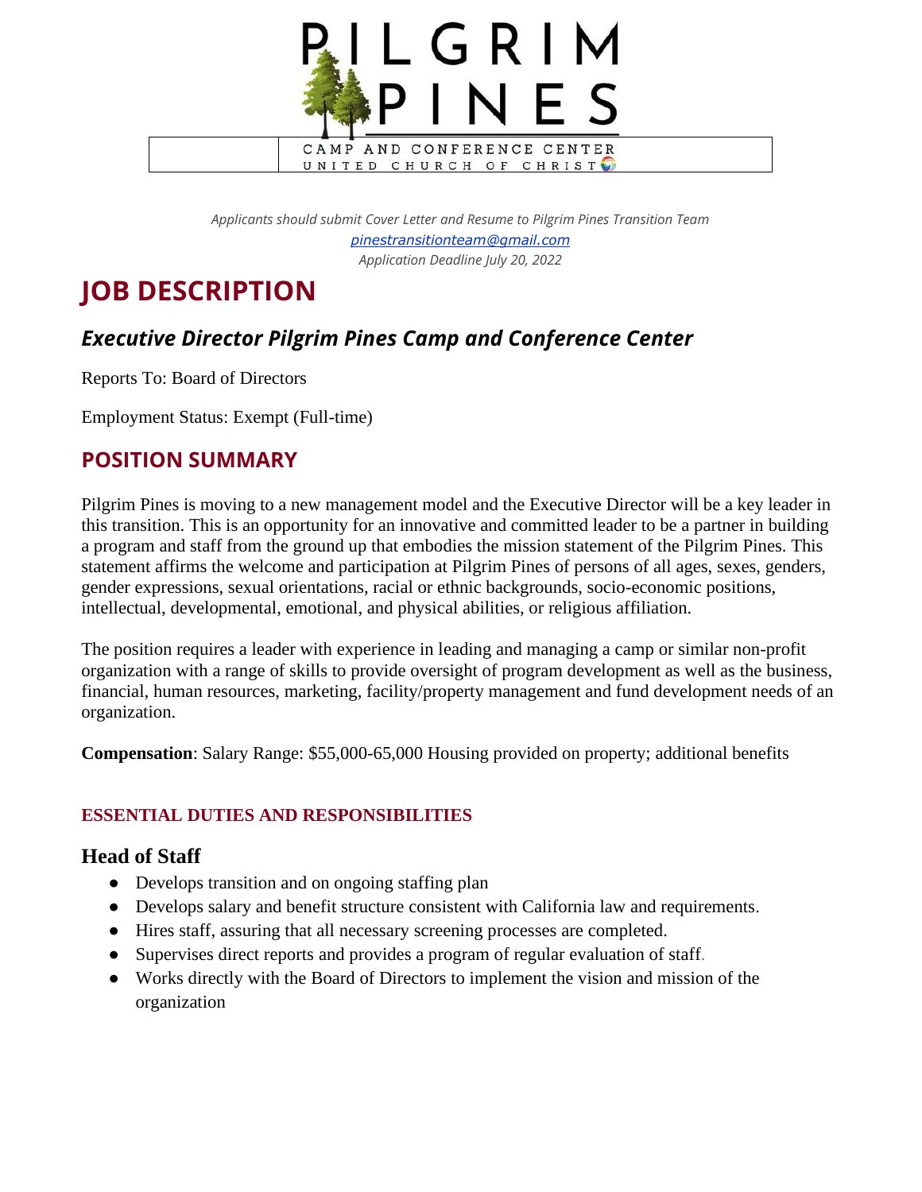PILGRIM PINES

CAMP AND CONFERENCE CENTER
UNITED CHURCH OF CHRIST

*Applicants should submit Cover Letter and Resume to Pilgrim Pines Transition Team*
*pinestransitionteam@gmail.com*
*Application Deadline July 20, 2022*

# JOB DESCRIPTION

## *Executive Director Pilgrim Pines Camp and Conference Center*

Reports To: Board of Directors

Employment Status: Exempt (Full-time)

## POSITION SUMMARY

Pilgrim Pines is moving to a new management model and the Executive Director will be a key leader in this transition. This is an opportunity for an innovative and committed leader to be a partner in building a program and staff from the ground up that embodies the mission statement of the Pilgrim Pines. This statement affirms the welcome and participation at Pilgrim Pines of persons of all ages, sexes, genders, gender expressions, sexual orientations, racial or ethnic backgrounds, socio-economic positions, intellectual, developmental, emotional, and physical abilities, or religious affiliation.

The position requires a leader with experience in leading and managing a camp or similar non-profit organization with a range of skills to provide oversight of program development as well as the business, financial, human resources, marketing, facility/property management and fund development needs of an organization.

**Compensation**: Salary Range: $55,000-65,000 Housing provided on property; additional benefits

### ESSENTIAL DUTIES AND RESPONSIBILITIES

### Head of Staff

- Develops transition and on ongoing staffing plan
- Develops salary and benefit structure consistent with California law and requirements.
- Hires staff, assuring that all necessary screening processes are completed.
- Supervises direct reports and provides a program of regular evaluation of staff.
- Works directly with the Board of Directors to implement the vision and mission of the organization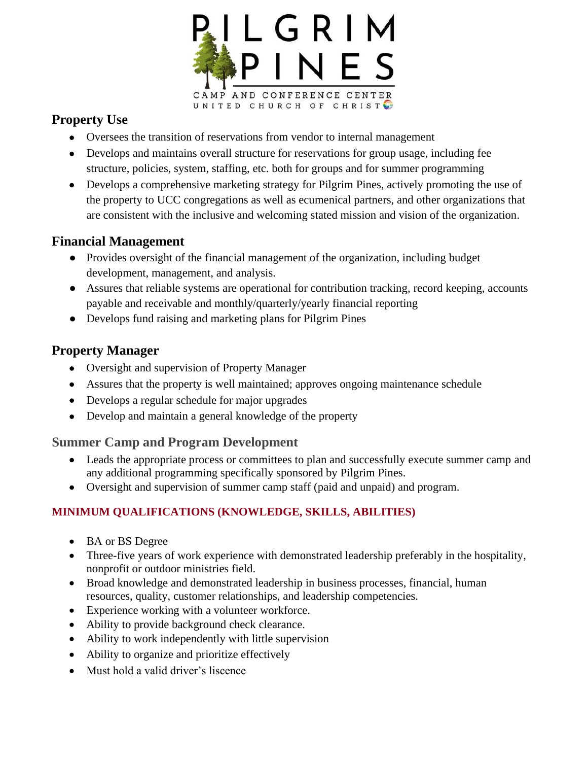## Property Use

- Oversees the transition of reservations from vendor to internal management
- Develops and maintains overall structure for reservations for group usage, including fee structure, policies, system, staffing, etc. both for groups and for summer programming
- Develops a comprehensive marketing strategy for Pilgrim Pines, actively promoting the use of the property to UCC congregations as well as ecumenical partners, and other organizations that are consistent with the inclusive and welcoming stated mission and vision of the organization.

## Financial Management

- Provides oversight of the financial management of the organization, including budget development, management, and analysis.
- Assures that reliable systems are operational for contribution tracking, record keeping, accounts payable and receivable and monthly/quarterly/yearly financial reporting
- Develops fund raising and marketing plans for Pilgrim Pines

## Property Manager

- Oversight and supervision of Property Manager
- Assures that the property is well maintained; approves ongoing maintenance schedule
- Develops a regular schedule for major upgrades
- Develop and maintain a general knowledge of the property

## Summer Camp and Program Development

- Leads the appropriate process or committees to plan and successfully execute summer camp and any additional programming specifically sponsored by Pilgrim Pines.
- Oversight and supervision of summer camp staff (paid and unpaid) and program.

### MINIMUM QUALIFICATIONS (KNOWLEDGE, SKILLS, ABILITIES)

- BA or BS Degree
- Three-five years of work experience with demonstrated leadership preferably in the hospitality, nonprofit or outdoor ministries field.
- Broad knowledge and demonstrated leadership in business processes, financial, human resources, quality, customer relationships, and leadership competencies.
- Experience working with a volunteer workforce.
- Ability to provide background check clearance.
- Ability to work independently with little supervision
- Ability to organize and prioritize effectively
- Must hold a valid driver's liscence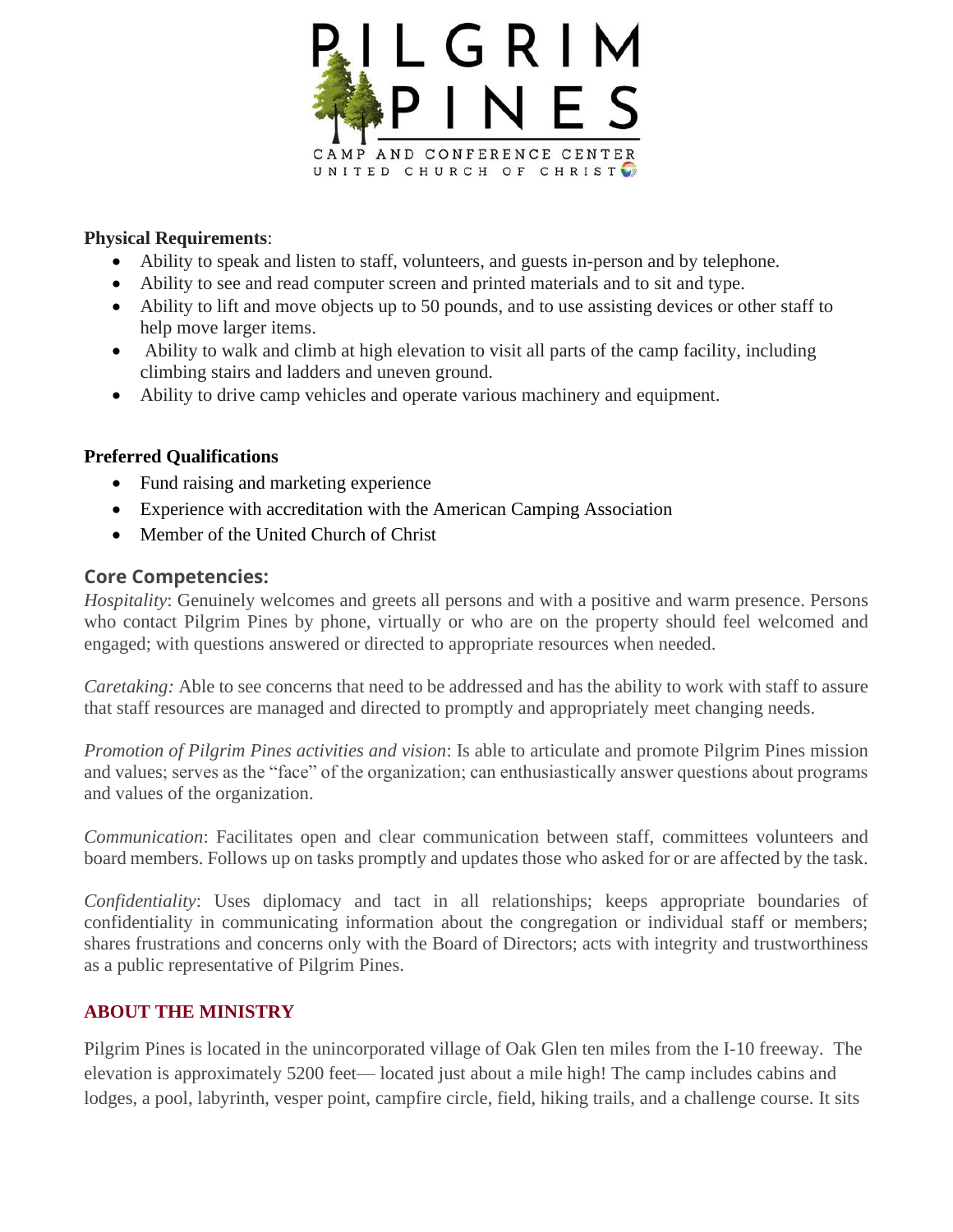**Physical Requirements**:

- Ability to speak and listen to staff, volunteers, and guests in-person and by telephone.
- Ability to see and read computer screen and printed materials and to sit and type.
- Ability to lift and move objects up to 50 pounds, and to use assisting devices or other staff to help move larger items.
- Ability to walk and climb at high elevation to visit all parts of the camp facility, including climbing stairs and ladders and uneven ground.
- Ability to drive camp vehicles and operate various machinery and equipment.

**Preferred Qualifications**

- Fund raising and marketing experience
- Experience with accreditation with the American Camping Association
- Member of the United Church of Christ

## Core Competencies:

*Hospitality*: Genuinely welcomes and greets all persons and with a positive and warm presence. Persons who contact Pilgrim Pines by phone, virtually or who are on the property should feel welcomed and engaged; with questions answered or directed to appropriate resources when needed.

*Caretaking:* Able to see concerns that need to be addressed and has the ability to work with staff to assure that staff resources are managed and directed to promptly and appropriately meet changing needs.

*Promotion of Pilgrim Pines activities and vision*: Is able to articulate and promote Pilgrim Pines mission and values; serves as the "face" of the organization; can enthusiastically answer questions about programs and values of the organization.

*Communication*: Facilitates open and clear communication between staff, committees volunteers and board members. Follows up on tasks promptly and updates those who asked for or are affected by the task.

*Confidentiality*: Uses diplomacy and tact in all relationships; keeps appropriate boundaries of confidentiality in communicating information about the congregation or individual staff or members; shares frustrations and concerns only with the Board of Directors; acts with integrity and trustworthiness as a public representative of Pilgrim Pines.

## ABOUT THE MINISTRY

Pilgrim Pines is located in the unincorporated village of Oak Glen ten miles from the I-10 freeway. The elevation is approximately 5200 feet— located just about a mile high! The camp includes cabins and lodges, a pool, labyrinth, vesper point, campfire circle, field, hiking trails, and a challenge course. It sits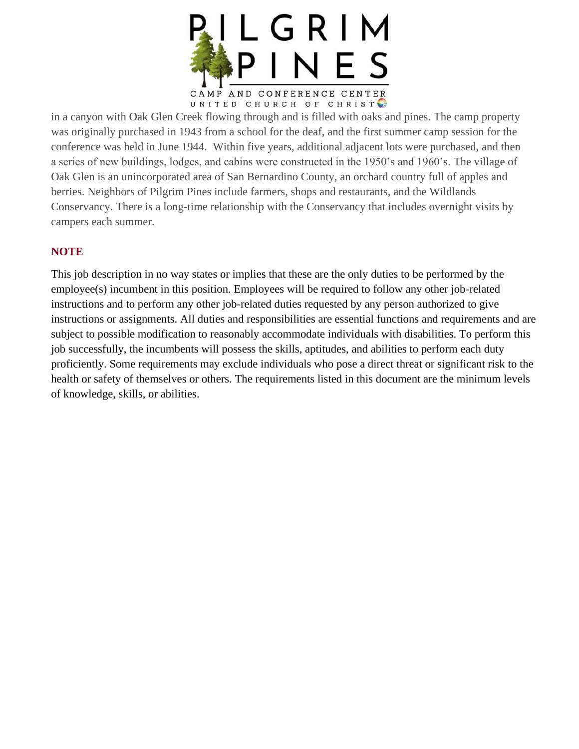in a canyon with Oak Glen Creek flowing through and is filled with oaks and pines. The camp property was originally purchased in 1943 from a school for the deaf, and the first summer camp session for the conference was held in June 1944. Within five years, additional adjacent lots were purchased, and then a series of new buildings, lodges, and cabins were constructed in the 1950's and 1960's. The village of Oak Glen is an unincorporated area of San Bernardino County, an orchard country full of apples and berries. Neighbors of Pilgrim Pines include farmers, shops and restaurants, and the Wildlands Conservancy. There is a long-time relationship with the Conservancy that includes overnight visits by campers each summer.

## NOTE

This job description in no way states or implies that these are the only duties to be performed by the employee(s) incumbent in this position. Employees will be required to follow any other job-related instructions and to perform any other job-related duties requested by any person authorized to give instructions or assignments. All duties and responsibilities are essential functions and requirements and are subject to possible modification to reasonably accommodate individuals with disabilities. To perform this job successfully, the incumbents will possess the skills, aptitudes, and abilities to perform each duty proficiently. Some requirements may exclude individuals who pose a direct threat or significant risk to the health or safety of themselves or others. The requirements listed in this document are the minimum levels of knowledge, skills, or abilities.